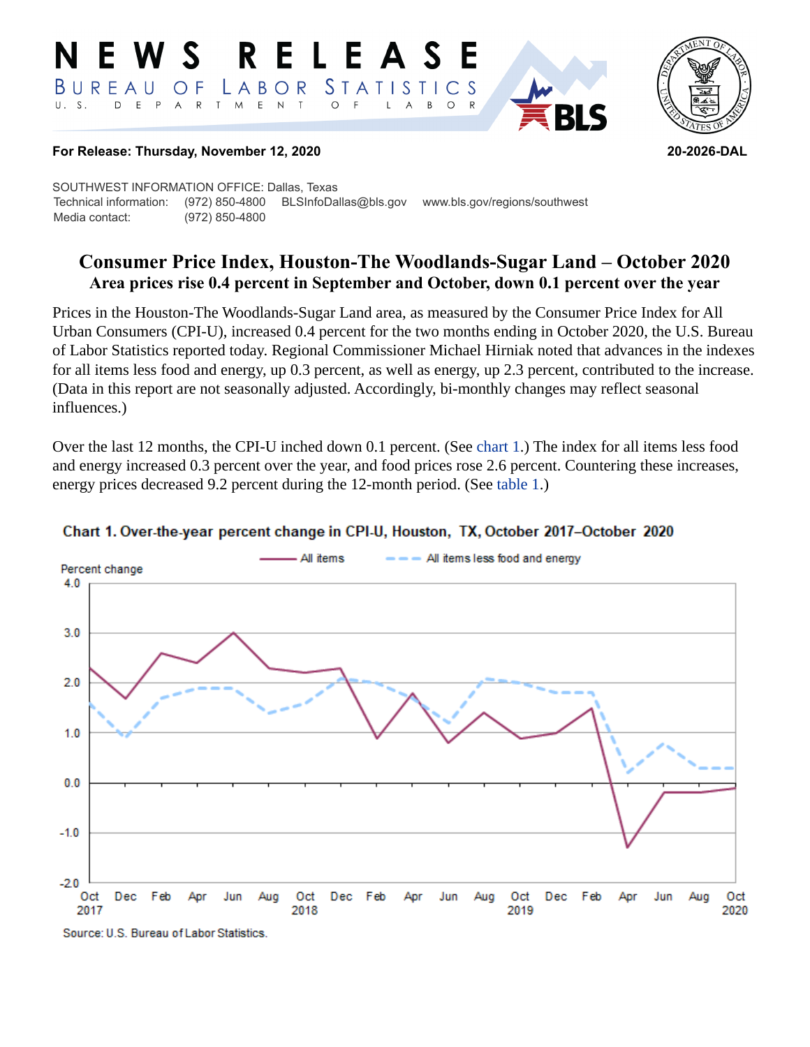# NEWS RELEASE

BUREAU OF LABOR STATISTICS
U. S. DEPARTMENT OF LABOR

**For Release: Thursday, November 12, 2020** **20-2026-DAL**

SOUTHWEST INFORMATION OFFICE: Dallas, Texas
Technical information: (972) 850-4800 BLSInfoDallas@bls.gov www.bls.gov/regions/southwest
Media contact: (972) 850-4800

## Consumer Price Index, Houston-The Woodlands-Sugar Land – October 2020

### Area prices rise 0.4 percent in September and October, down 0.1 percent over the year

Prices in the Houston-The Woodlands-Sugar Land area, as measured by the Consumer Price Index for All Urban Consumers (CPI-U), increased 0.4 percent for the two months ending in October 2020, the U.S. Bureau of Labor Statistics reported today. Regional Commissioner Michael Hirniak noted that advances in the indexes for all items less food and energy, up 0.3 percent, as well as energy, up 2.3 percent, contributed to the increase. (Data in this report are not seasonally adjusted. Accordingly, bi-monthly changes may reflect seasonal influences.)

Over the last 12 months, the CPI-U inched down 0.1 percent. (See chart 1.) The index for all items less food and energy increased 0.3 percent over the year, and food prices rose 2.6 percent. Countering these increases, energy prices decreased 9.2 percent during the 12-month period. (See table 1.)

**Chart 1. Over-the-year percent change in CPI-U, Houston, TX, October 2017–October 2020**

Source: U.S. Bureau of Labor Statistics.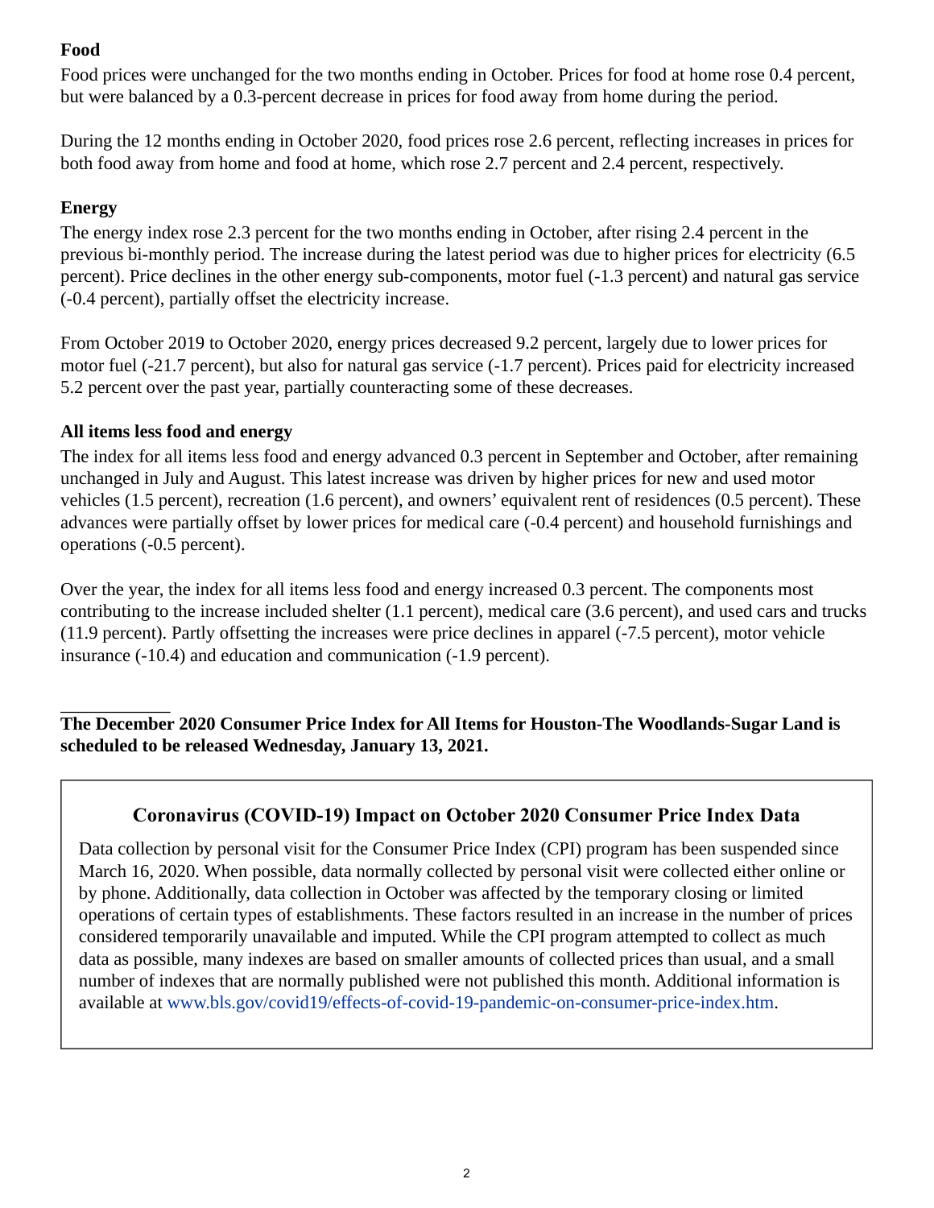**Food**

Food prices were unchanged for the two months ending in October. Prices for food at home rose 0.4 percent, but were balanced by a 0.3-percent decrease in prices for food away from home during the period.

During the 12 months ending in October 2020, food prices rose 2.6 percent, reflecting increases in prices for both food away from home and food at home, which rose 2.7 percent and 2.4 percent, respectively.

**Energy**

The energy index rose 2.3 percent for the two months ending in October, after rising 2.4 percent in the previous bi-monthly period. The increase during the latest period was due to higher prices for electricity (6.5 percent). Price declines in the other energy sub-components, motor fuel (-1.3 percent) and natural gas service (-0.4 percent), partially offset the electricity increase.

From October 2019 to October 2020, energy prices decreased 9.2 percent, largely due to lower prices for motor fuel (-21.7 percent), but also for natural gas service (-1.7 percent). Prices paid for electricity increased 5.2 percent over the past year, partially counteracting some of these decreases.

**All items less food and energy**

The index for all items less food and energy advanced 0.3 percent in September and October, after remaining unchanged in July and August. This latest increase was driven by higher prices for new and used motor vehicles (1.5 percent), recreation (1.6 percent), and owners' equivalent rent of residences (0.5 percent). These advances were partially offset by lower prices for medical care (-0.4 percent) and household furnishings and operations (-0.5 percent).

Over the year, the index for all items less food and energy increased 0.3 percent. The components most contributing to the increase included shelter (1.1 percent), medical care (3.6 percent), and used cars and trucks (11.9 percent). Partly offsetting the increases were price declines in apparel (-7.5 percent), motor vehicle insurance (-10.4) and education and communication (-1.9 percent).

---

**The December 2020 Consumer Price Index for All Items for Houston-The Woodlands-Sugar Land is scheduled to be released Wednesday, January 13, 2021.**

## Coronavirus (COVID-19) Impact on October 2020 Consumer Price Index Data

Data collection by personal visit for the Consumer Price Index (CPI) program has been suspended since March 16, 2020. When possible, data normally collected by personal visit were collected either online or by phone. Additionally, data collection in October was affected by the temporary closing or limited operations of certain types of establishments. These factors resulted in an increase in the number of prices considered temporarily unavailable and imputed. While the CPI program attempted to collect as much data as possible, many indexes are based on smaller amounts of collected prices than usual, and a small number of indexes that are normally published were not published this month. Additional information is available at www.bls.gov/covid19/effects-of-covid-19-pandemic-on-consumer-price-index.htm.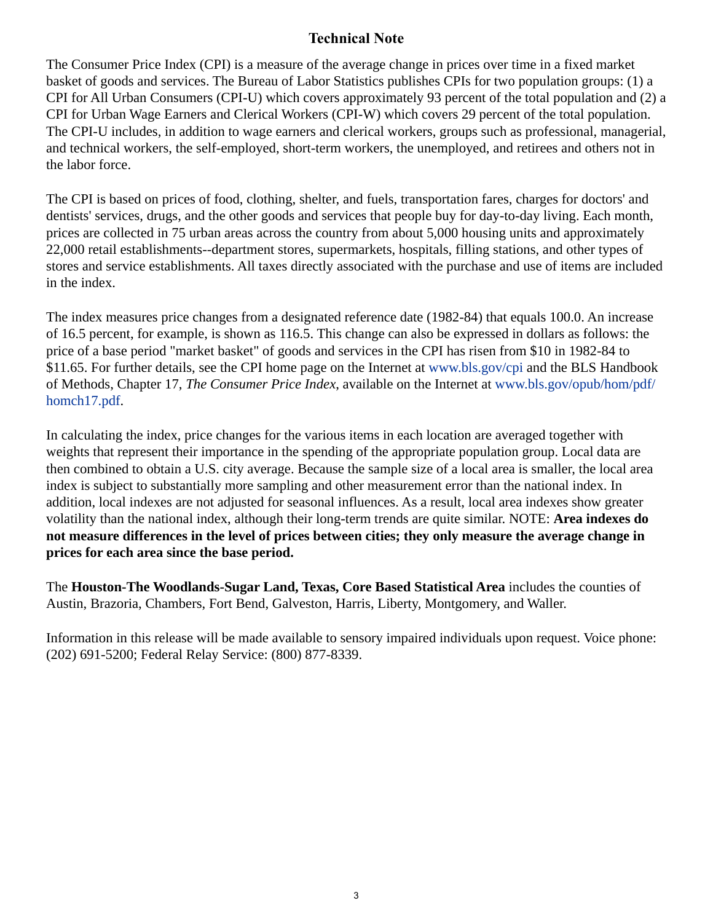## Technical Note

The Consumer Price Index (CPI) is a measure of the average change in prices over time in a fixed market basket of goods and services. The Bureau of Labor Statistics publishes CPIs for two population groups: (1) a CPI for All Urban Consumers (CPI-U) which covers approximately 93 percent of the total population and (2) a CPI for Urban Wage Earners and Clerical Workers (CPI-W) which covers 29 percent of the total population. The CPI-U includes, in addition to wage earners and clerical workers, groups such as professional, managerial, and technical workers, the self-employed, short-term workers, the unemployed, and retirees and others not in the labor force.

The CPI is based on prices of food, clothing, shelter, and fuels, transportation fares, charges for doctors' and dentists' services, drugs, and the other goods and services that people buy for day-to-day living. Each month, prices are collected in 75 urban areas across the country from about 5,000 housing units and approximately 22,000 retail establishments--department stores, supermarkets, hospitals, filling stations, and other types of stores and service establishments. All taxes directly associated with the purchase and use of items are included in the index.

The index measures price changes from a designated reference date (1982-84) that equals 100.0. An increase of 16.5 percent, for example, is shown as 116.5. This change can also be expressed in dollars as follows: the price of a base period "market basket" of goods and services in the CPI has risen from $10 in 1982-84 to $11.65. For further details, see the CPI home page on the Internet at www.bls.gov/cpi and the BLS Handbook of Methods, Chapter 17, *The Consumer Price Index*, available on the Internet at www.bls.gov/opub/hom/pdf/homch17.pdf.

In calculating the index, price changes for the various items in each location are averaged together with weights that represent their importance in the spending of the appropriate population group. Local data are then combined to obtain a U.S. city average. Because the sample size of a local area is smaller, the local area index is subject to substantially more sampling and other measurement error than the national index. In addition, local indexes are not adjusted for seasonal influences. As a result, local area indexes show greater volatility than the national index, although their long-term trends are quite similar. NOTE: **Area indexes do not measure differences in the level of prices between cities; they only measure the average change in prices for each area since the base period.**

The **Houston-The Woodlands-Sugar Land, Texas, Core Based Statistical Area** includes the counties of Austin, Brazoria, Chambers, Fort Bend, Galveston, Harris, Liberty, Montgomery, and Waller.

Information in this release will be made available to sensory impaired individuals upon request. Voice phone: (202) 691-5200; Federal Relay Service: (800) 877-8339.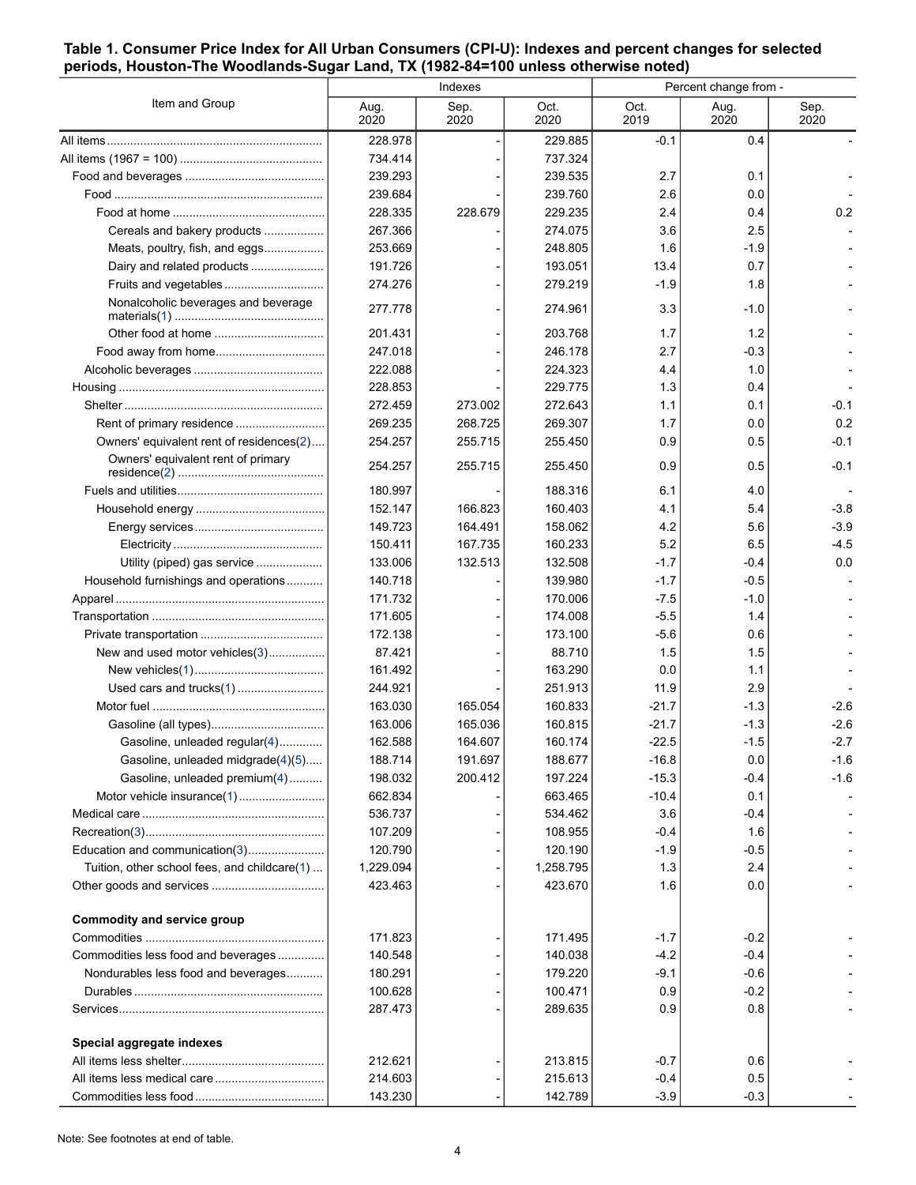**Table 1. Consumer Price Index for All Urban Consumers (CPI-U): Indexes and percent changes for selected periods, Houston-The Woodlands-Sugar Land, TX (1982-84=100 unless otherwise noted)**

| Item and Group | Indexes | | | Percent change from - | | |
|---|---|---|---|---|---|---|
| | Aug. 2020 | Sep. 2020 | Oct. 2020 | Oct. 2019 | Aug. 2020 | Sep. 2020 |
| All items | 228.978 | - | 229.885 | -0.1 | 0.4 | - |
| All items (1967 = 100) | 734.414 | - | 737.324 | | | |
| Food and beverages | 239.293 | - | 239.535 | 2.7 | 0.1 | - |
| Food | 239.684 | - | 239.760 | 2.6 | 0.0 | - |
| Food at home | 228.335 | 228.679 | 229.235 | 2.4 | 0.4 | 0.2 |
| Cereals and bakery products | 267.366 | - | 274.075 | 3.6 | 2.5 | - |
| Meats, poultry, fish, and eggs | 253.669 | - | 248.805 | 1.6 | -1.9 | - |
| Dairy and related products | 191.726 | - | 193.051 | 13.4 | 0.7 | - |
| Fruits and vegetables | 274.276 | - | 279.219 | -1.9 | 1.8 | - |
| Nonalcoholic beverages and beverage materials(1) | 277.778 | - | 274.961 | 3.3 | -1.0 | - |
| Other food at home | 201.431 | - | 203.768 | 1.7 | 1.2 | - |
| Food away from home | 247.018 | - | 246.178 | 2.7 | -0.3 | - |
| Alcoholic beverages | 222.088 | - | 224.323 | 4.4 | 1.0 | - |
| Housing | 228.853 | - | 229.775 | 1.3 | 0.4 | - |
| Shelter | 272.459 | 273.002 | 272.643 | 1.1 | 0.1 | -0.1 |
| Rent of primary residence | 269.235 | 268.725 | 269.307 | 1.7 | 0.0 | 0.2 |
| Owners' equivalent rent of residences(2) | 254.257 | 255.715 | 255.450 | 0.9 | 0.5 | -0.1 |
| Owners' equivalent rent of primary residence(2) | 254.257 | 255.715 | 255.450 | 0.9 | 0.5 | -0.1 |
| Fuels and utilities | 180.997 | - | 188.316 | 6.1 | 4.0 | - |
| Household energy | 152.147 | 166.823 | 160.403 | 4.1 | 5.4 | -3.8 |
| Energy services | 149.723 | 164.491 | 158.062 | 4.2 | 5.6 | -3.9 |
| Electricity | 150.411 | 167.735 | 160.233 | 5.2 | 6.5 | -4.5 |
| Utility (piped) gas service | 133.006 | 132.513 | 132.508 | -1.7 | -0.4 | 0.0 |
| Household furnishings and operations | 140.718 | - | 139.980 | -1.7 | -0.5 | - |
| Apparel | 171.732 | - | 170.006 | -7.5 | -1.0 | - |
| Transportation | 171.605 | - | 174.008 | -5.5 | 1.4 | - |
| Private transportation | 172.138 | - | 173.100 | -5.6 | 0.6 | - |
| New and used motor vehicles(3) | 87.421 | - | 88.710 | 1.5 | 1.5 | - |
| New vehicles(1) | 161.492 | - | 163.290 | 0.0 | 1.1 | - |
| Used cars and trucks(1) | 244.921 | - | 251.913 | 11.9 | 2.9 | - |
| Motor fuel | 163.030 | 165.054 | 160.833 | -21.7 | -1.3 | -2.6 |
| Gasoline (all types) | 163.006 | 165.036 | 160.815 | -21.7 | -1.3 | -2.6 |
| Gasoline, unleaded regular(4) | 162.588 | 164.607 | 160.174 | -22.5 | -1.5 | -2.7 |
| Gasoline, unleaded midgrade(4)(5) | 188.714 | 191.697 | 188.677 | -16.8 | 0.0 | -1.6 |
| Gasoline, unleaded premium(4) | 198.032 | 200.412 | 197.224 | -15.3 | -0.4 | -1.6 |
| Motor vehicle insurance(1) | 662.834 | - | 663.465 | -10.4 | 0.1 | - |
| Medical care | 536.737 | - | 534.462 | 3.6 | -0.4 | - |
| Recreation(3) | 107.209 | - | 108.955 | -0.4 | 1.6 | - |
| Education and communication(3) | 120.790 | - | 120.190 | -1.9 | -0.5 | - |
| Tuition, other school fees, and childcare(1) | 1,229.094 | - | 1,258.795 | 1.3 | 2.4 | - |
| Other goods and services | 423.463 | - | 423.670 | 1.6 | 0.0 | - |
| **Commodity and service group** | | | | | | |
| Commodities | 171.823 | - | 171.495 | -1.7 | -0.2 | - |
| Commodities less food and beverages | 140.548 | - | 140.038 | -4.2 | -0.4 | - |
| Nondurables less food and beverages | 180.291 | - | 179.220 | -9.1 | -0.6 | - |
| Durables | 100.628 | - | 100.471 | 0.9 | -0.2 | - |
| Services | 287.473 | - | 289.635 | 0.9 | 0.8 | - |
| **Special aggregate indexes** | | | | | | |
| All items less shelter | 212.621 | - | 213.815 | -0.7 | 0.6 | - |
| All items less medical care | 214.603 | - | 215.613 | -0.4 | 0.5 | - |
| Commodities less food | 143.230 | - | 142.789 | -3.9 | -0.3 | - |

Note: See footnotes at end of table.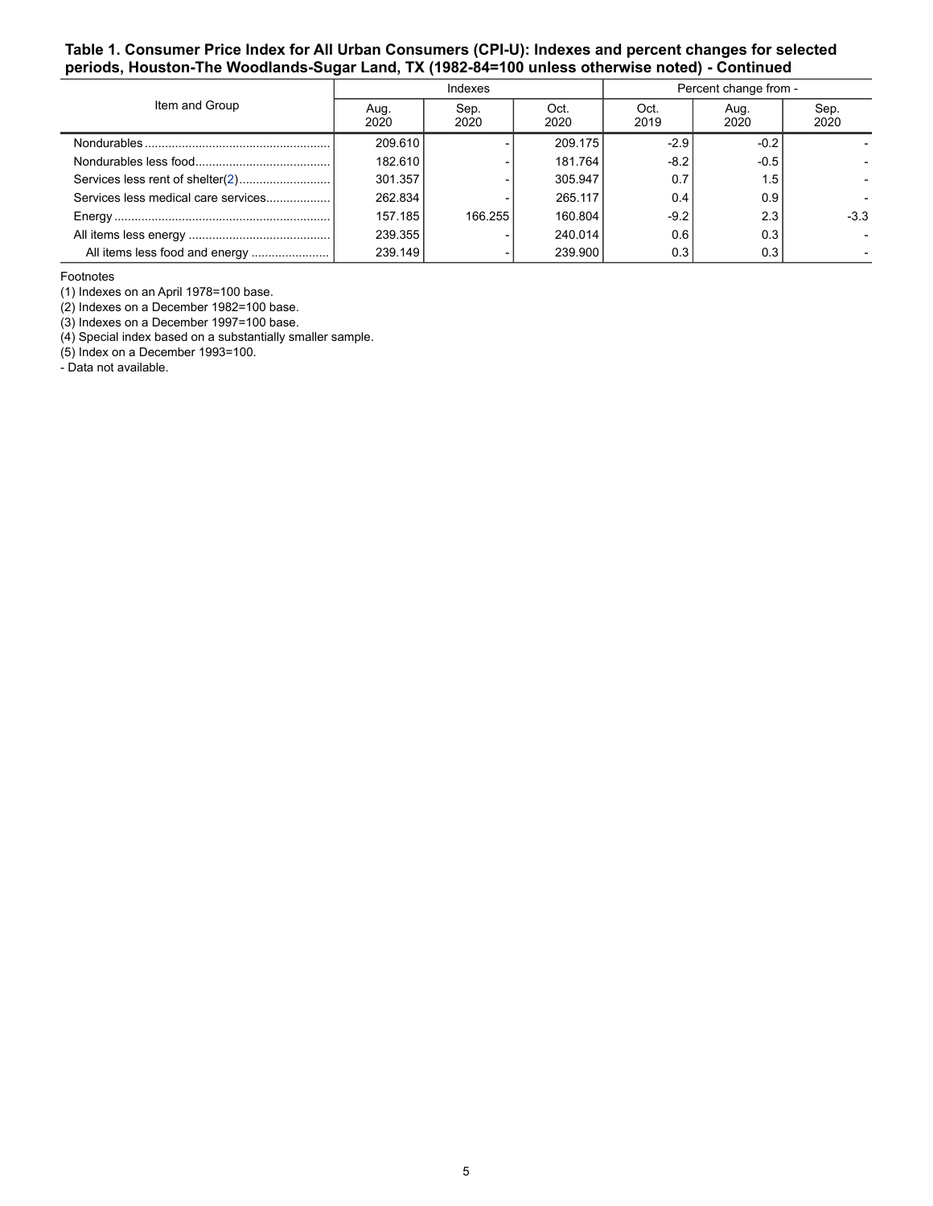**Table 1. Consumer Price Index for All Urban Consumers (CPI-U): Indexes and percent changes for selected periods, Houston-The Woodlands-Sugar Land, TX (1982-84=100 unless otherwise noted) - Continued**

| Item and Group | Indexes | | | Percent change from - | | |
|---|---|---|---|---|---|---|
| | Aug. 2020 | Sep. 2020 | Oct. 2020 | Oct. 2019 | Aug. 2020 | Sep. 2020 |
| Nondurables | 209.610 | - | 209.175 | -2.9 | -0.2 | - |
| Nondurables less food | 182.610 | - | 181.764 | -8.2 | -0.5 | - |
| Services less rent of shelter(2) | 301.357 | - | 305.947 | 0.7 | 1.5 | - |
| Services less medical care services | 262.834 | - | 265.117 | 0.4 | 0.9 | - |
| Energy | 157.185 | 166.255 | 160.804 | -9.2 | 2.3 | -3.3 |
| All items less energy | 239.355 | - | 240.014 | 0.6 | 0.3 | - |
| All items less food and energy | 239.149 | - | 239.900 | 0.3 | 0.3 | - |

Footnotes
(1) Indexes on an April 1978=100 base.
(2) Indexes on a December 1982=100 base.
(3) Indexes on a December 1997=100 base.
(4) Special index based on a substantially smaller sample.
(5) Index on a December 1993=100.
- Data not available.